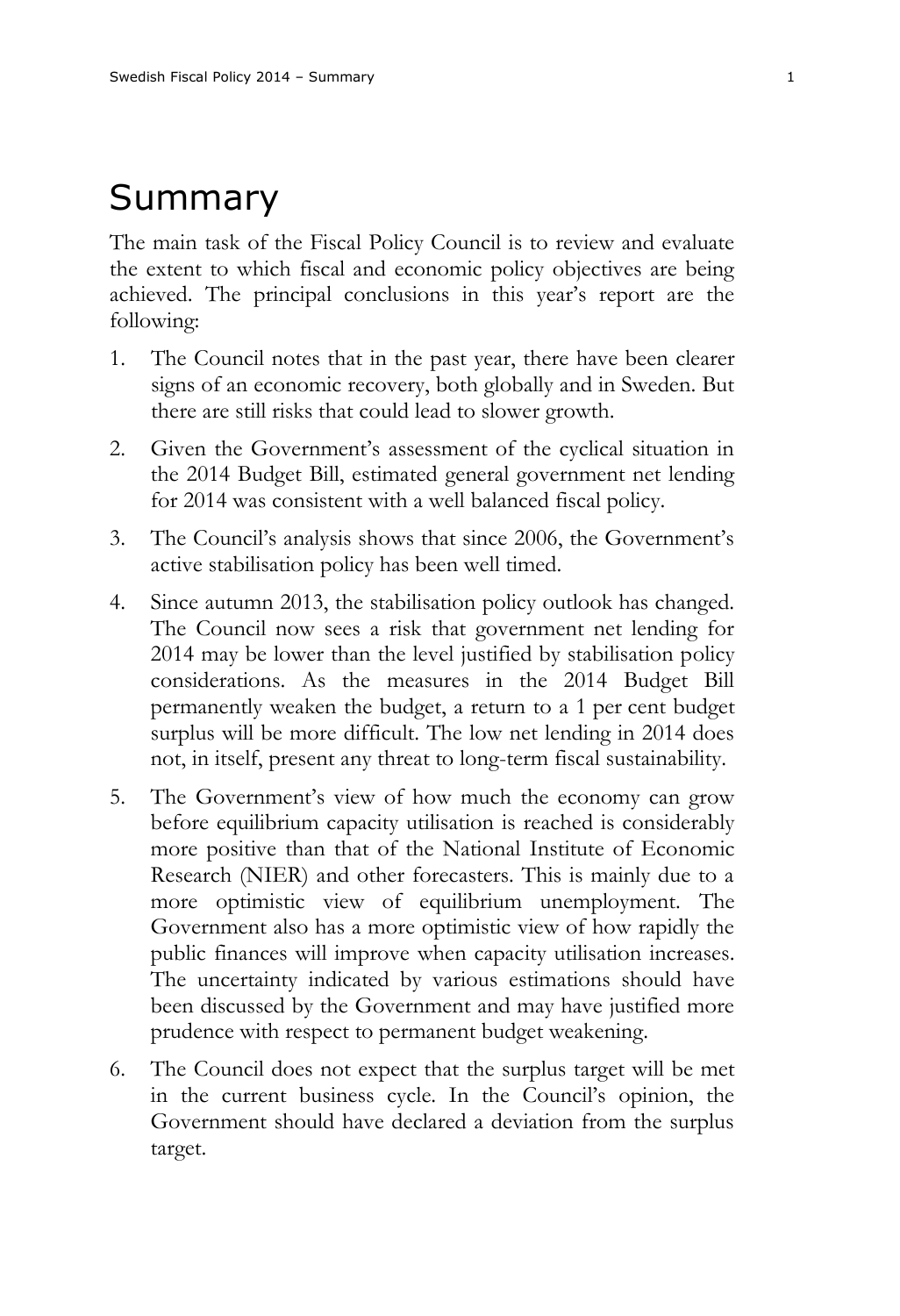# Summary

The main task of the Fiscal Policy Council is to review and evaluate the extent to which fiscal and economic policy objectives are being achieved. The principal conclusions in this year's report are the following:

1. The Council notes that in the past year, there have been clearer signs of an economic recovery, both globally and in Sweden. But there are still risks that could lead to slower growth.
2. Given the Government's assessment of the cyclical situation in the 2014 Budget Bill, estimated general government net lending for 2014 was consistent with a well balanced fiscal policy.
3. The Council's analysis shows that since 2006, the Government's active stabilisation policy has been well timed.
4. Since autumn 2013, the stabilisation policy outlook has changed. The Council now sees a risk that government net lending for 2014 may be lower than the level justified by stabilisation policy considerations. As the measures in the 2014 Budget Bill permanently weaken the budget, a return to a 1 per cent budget surplus will be more difficult. The low net lending in 2014 does not, in itself, present any threat to long-term fiscal sustainability.
5. The Government's view of how much the economy can grow before equilibrium capacity utilisation is reached is considerably more positive than that of the National Institute of Economic Research (NIER) and other forecasters. This is mainly due to a more optimistic view of equilibrium unemployment. The Government also has a more optimistic view of how rapidly the public finances will improve when capacity utilisation increases. The uncertainty indicated by various estimations should have been discussed by the Government and may have justified more prudence with respect to permanent budget weakening.
6. The Council does not expect that the surplus target will be met in the current business cycle. In the Council's opinion, the Government should have declared a deviation from the surplus target.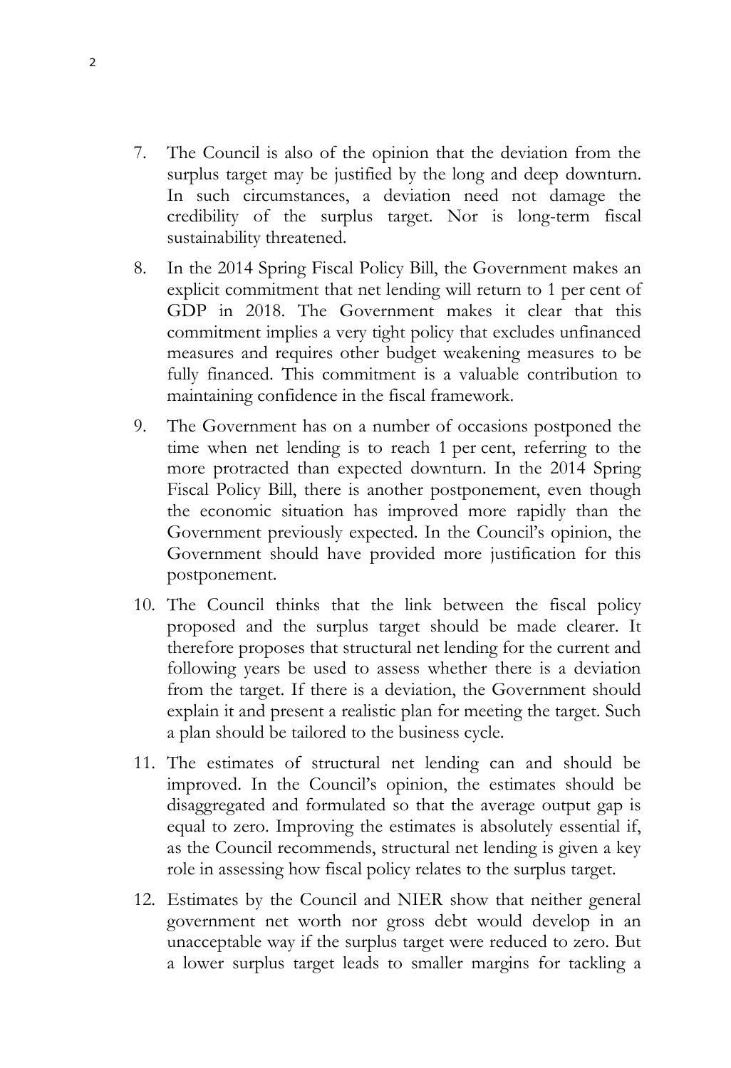7. The Council is also of the opinion that the deviation from the surplus target may be justified by the long and deep downturn. In such circumstances, a deviation need not damage the credibility of the surplus target. Nor is long-term fiscal sustainability threatened.
8. In the 2014 Spring Fiscal Policy Bill, the Government makes an explicit commitment that net lending will return to 1 per cent of GDP in 2018. The Government makes it clear that this commitment implies a very tight policy that excludes unfinanced measures and requires other budget weakening measures to be fully financed. This commitment is a valuable contribution to maintaining confidence in the fiscal framework.
9. The Government has on a number of occasions postponed the time when net lending is to reach 1 per cent, referring to the more protracted than expected downturn. In the 2014 Spring Fiscal Policy Bill, there is another postponement, even though the economic situation has improved more rapidly than the Government previously expected. In the Council's opinion, the Government should have provided more justification for this postponement.
10. The Council thinks that the link between the fiscal policy proposed and the surplus target should be made clearer. It therefore proposes that structural net lending for the current and following years be used to assess whether there is a deviation from the target. If there is a deviation, the Government should explain it and present a realistic plan for meeting the target. Such a plan should be tailored to the business cycle.
11. The estimates of structural net lending can and should be improved. In the Council's opinion, the estimates should be disaggregated and formulated so that the average output gap is equal to zero. Improving the estimates is absolutely essential if, as the Council recommends, structural net lending is given a key role in assessing how fiscal policy relates to the surplus target.
12. Estimates by the Council and NIER show that neither general government net worth nor gross debt would develop in an unacceptable way if the surplus target were reduced to zero. But a lower surplus target leads to smaller margins for tackling a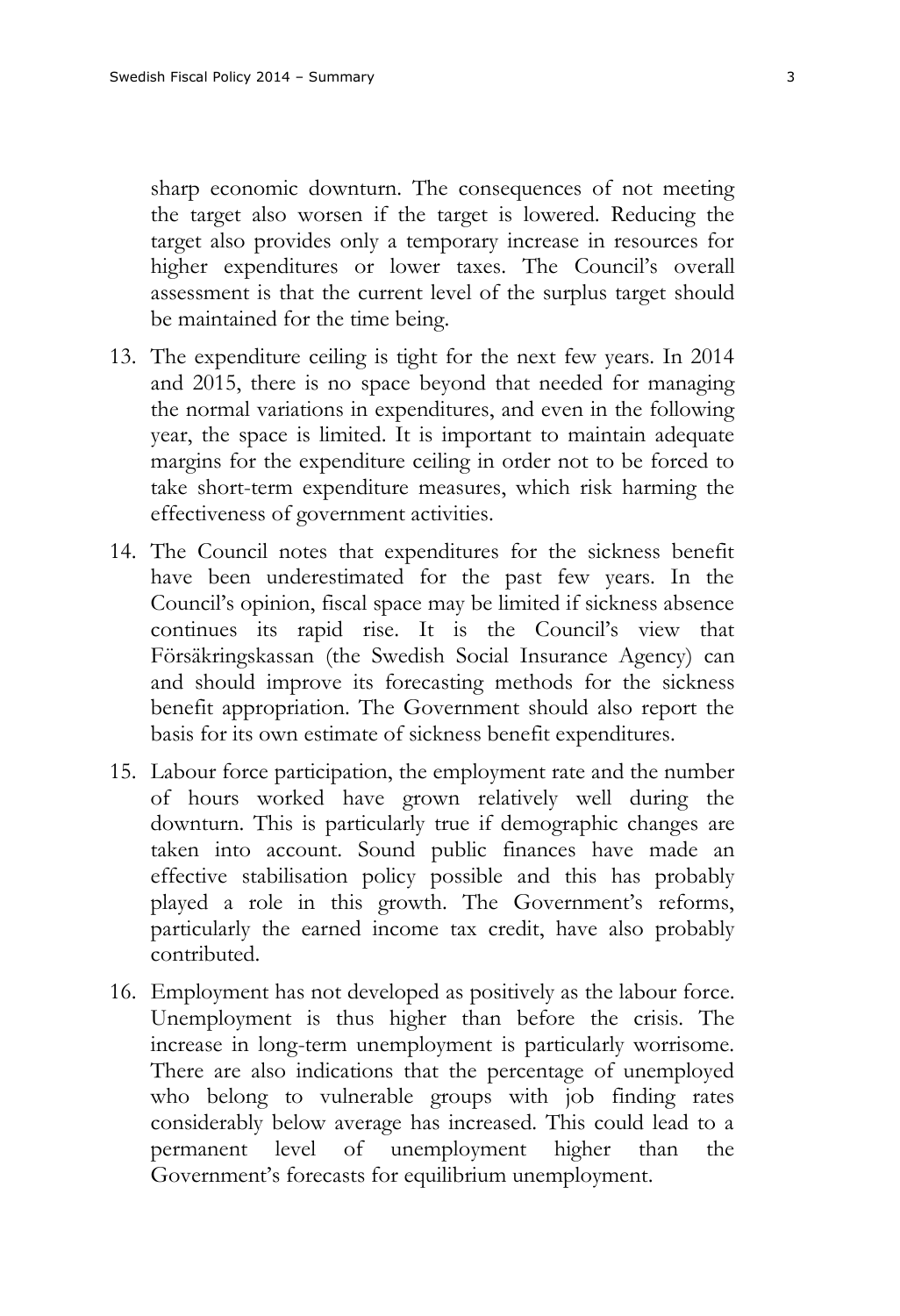sharp economic downturn. The consequences of not meeting the target also worsen if the target is lowered. Reducing the target also provides only a temporary increase in resources for higher expenditures or lower taxes. The Council's overall assessment is that the current level of the surplus target should be maintained for the time being.

13. The expenditure ceiling is tight for the next few years. In 2014 and 2015, there is no space beyond that needed for managing the normal variations in expenditures, and even in the following year, the space is limited. It is important to maintain adequate margins for the expenditure ceiling in order not to be forced to take short-term expenditure measures, which risk harming the effectiveness of government activities.

14. The Council notes that expenditures for the sickness benefit have been underestimated for the past few years. In the Council's opinion, fiscal space may be limited if sickness absence continues its rapid rise. It is the Council's view that Försäkringskassan (the Swedish Social Insurance Agency) can and should improve its forecasting methods for the sickness benefit appropriation. The Government should also report the basis for its own estimate of sickness benefit expenditures.

15. Labour force participation, the employment rate and the number of hours worked have grown relatively well during the downturn. This is particularly true if demographic changes are taken into account. Sound public finances have made an effective stabilisation policy possible and this has probably played a role in this growth. The Government's reforms, particularly the earned income tax credit, have also probably contributed.

16. Employment has not developed as positively as the labour force. Unemployment is thus higher than before the crisis. The increase in long-term unemployment is particularly worrisome. There are also indications that the percentage of unemployed who belong to vulnerable groups with job finding rates considerably below average has increased. This could lead to a permanent level of unemployment higher than the Government's forecasts for equilibrium unemployment.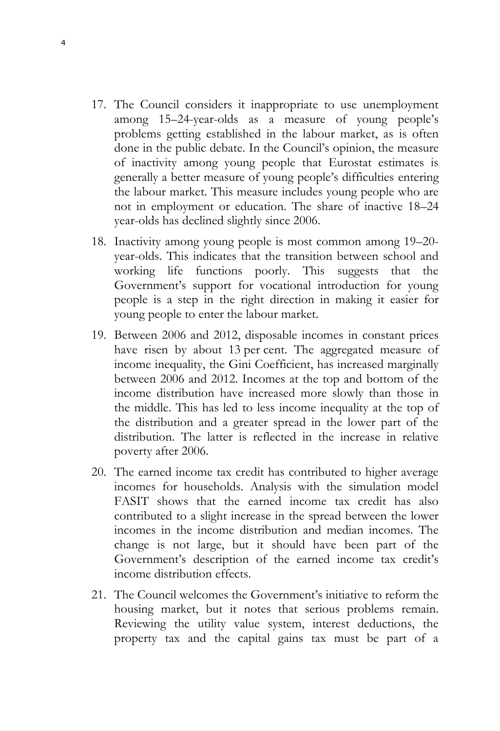17. The Council considers it inappropriate to use unemployment among 15–24-year-olds as a measure of young people's problems getting established in the labour market, as is often done in the public debate. In the Council's opinion, the measure of inactivity among young people that Eurostat estimates is generally a better measure of young people's difficulties entering the labour market. This measure includes young people who are not in employment or education. The share of inactive 18–24 year-olds has declined slightly since 2006.

18. Inactivity among young people is most common among 19–20-year-olds. This indicates that the transition between school and working life functions poorly. This suggests that the Government's support for vocational introduction for young people is a step in the right direction in making it easier for young people to enter the labour market.

19. Between 2006 and 2012, disposable incomes in constant prices have risen by about 13 per cent. The aggregated measure of income inequality, the Gini Coefficient, has increased marginally between 2006 and 2012. Incomes at the top and bottom of the income distribution have increased more slowly than those in the middle. This has led to less income inequality at the top of the distribution and a greater spread in the lower part of the distribution. The latter is reflected in the increase in relative poverty after 2006.

20. The earned income tax credit has contributed to higher average incomes for households. Analysis with the simulation model FASIT shows that the earned income tax credit has also contributed to a slight increase in the spread between the lower incomes in the income distribution and median incomes. The change is not large, but it should have been part of the Government's description of the earned income tax credit's income distribution effects.

21. The Council welcomes the Government's initiative to reform the housing market, but it notes that serious problems remain. Reviewing the utility value system, interest deductions, the property tax and the capital gains tax must be part of a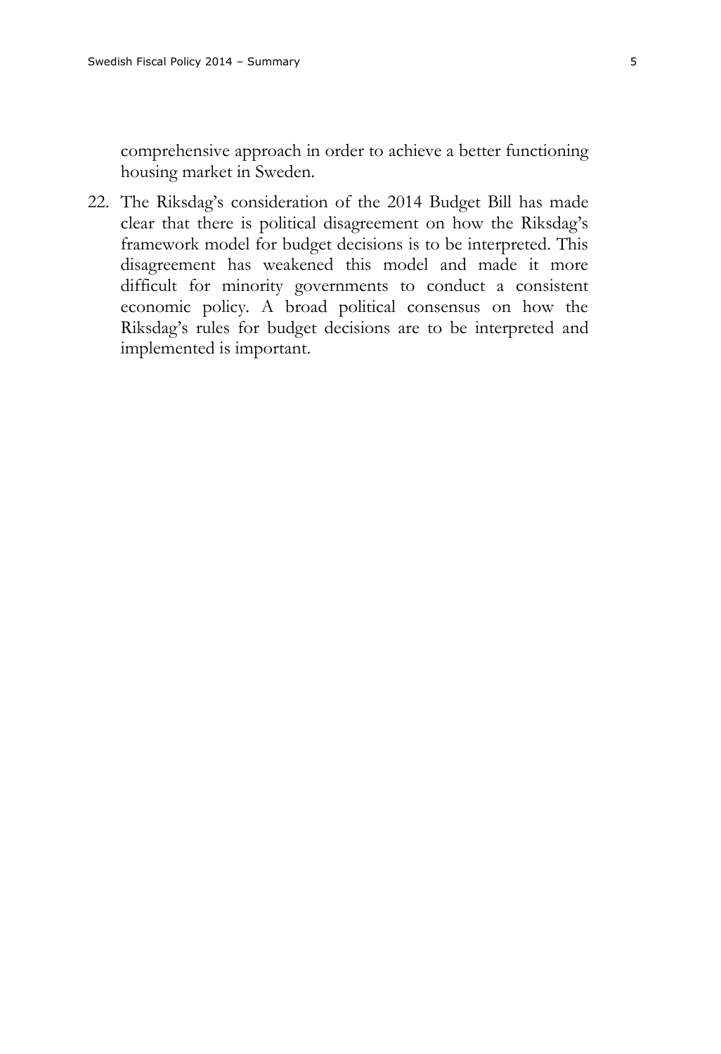comprehensive approach in order to achieve a better functioning housing market in Sweden.

22. The Riksdag's consideration of the 2014 Budget Bill has made clear that there is political disagreement on how the Riksdag's framework model for budget decisions is to be interpreted. This disagreement has weakened this model and made it more difficult for minority governments to conduct a consistent economic policy. A broad political consensus on how the Riksdag's rules for budget decisions are to be interpreted and implemented is important.